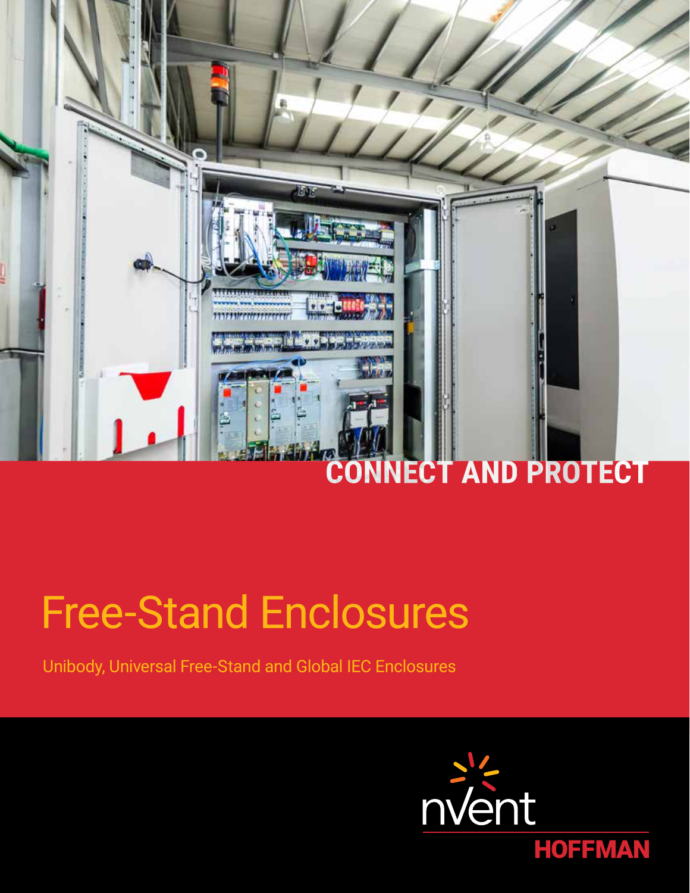CONNECT AND PROTECT

# Free-Stand Enclosures

Unibody, Universal Free-Stand and Global IEC Enclosures

nVent

HOFFMAN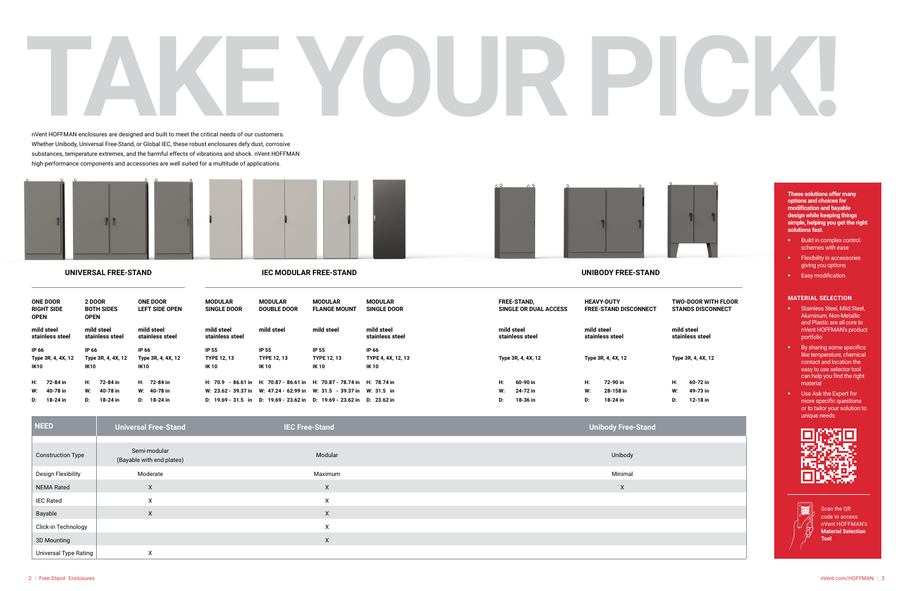# TAKE YOUR PICK!

nVent HOFFMAN enclosures are designed and built to meet the critical needs of our customers. Whether Unibody, Universal Free-Stand, or Global IEC, these robust enclosures defy dust, corrosive substances, temperature extremes, and the harmful effects of vibrations and shock. nVent HOFFMAN high-performance components and accessories are well suited for a multitude of applications.

## UNIVERSAL FREE-STAND

| ONE DOOR RIGHT SIDE OPEN | 2 DOOR BOTH SIDES OPEN | ONE DOOR LEFT SIDE OPEN |
|---|---|---|
| mild steel<br>stainless steel | mild steel<br>stainless steel | mild steel<br>stainless steel |
| IP 66<br>Type 3R, 4, 4X, 12<br>IK10 | IP 66<br>Type 3R, 4, 4X, 12<br>IK10 | IP 66<br>Type 3R, 4, 4X, 12<br>IK10 |
| H: 72-84 in<br>W: 40-78 in<br>D: 18-24 in | H: 72-84 in<br>W: 40-78 in<br>D: 18-24 in | H: 72-84 in<br>W: 40-78 in<br>D: 18-24 in |

## IEC MODULAR FREE-STAND

| MODULAR SINGLE DOOR | MODULAR DOUBLE DOOR | MODULAR FLANGE MOUNT | MODULAR SINGLE DOOR |
|---|---|---|---|
| mild steel<br>stainless steel | mild steel | mild steel | mild steel<br>stainless steel |
| IP 55<br>TYPE 12, 13<br>IK 10 | IP 55<br>TYPE 12, 13<br>IK 10 | IP 55<br>TYPE 12, 13<br>IK 10 | IP 66<br>TYPE 4, 4X, 12, 13<br>IK 10 |
| H: 70.9 - 86.61 in<br>W: 23.62 - 39.37 in<br>D: 19.69 - 31.5 in | H: 70.87 - 86.61 in<br>W: 47.24 - 62.99 in<br>D: 19.69 - 23.62 in | H: 70.87 - 78.74 in<br>W: 31.5 - 39.37 in<br>D: 19.69 - 23.62 in | H: 78.74 in<br>W: 31.5 in<br>D: 23.62 in |

## UNIBODY FREE-STAND

| FREE-STAND, SINGLE OR DUAL ACCESS | HEAVY-DUTY FREE-STAND DISCONNECT | TWO-DOOR WITH FLOOR STANDS DISCONNECT |
|---|---|---|
| mild steel<br>stainless steel | mild steel<br>stainless steel | mild steel<br>stainless steel |
| Type 3R, 4, 4X, 12 | Type 3R, 4, 4X, 12 | Type 3R, 4, 4X, 12 |
| H: 60-90 in<br>W: 24-72 in<br>D: 18-36 in | H: 72-90 in<br>W: 28-158 in<br>D: 18-24 in | H: 60-72 in<br>W: 49-73 in<br>D: 12-18 in |

| NEED | Universal Free-Stand | IEC Free-Stand | Unibody Free-Stand |
|---|---|---|---|
| Construction Type | Semi-modular (Bayable with end plates) | Modular | Unibody |
| Design Flexibility | Moderate | Maximum | Minimal |
| NEMA Rated | X | X | X |
| IEC Rated | X | X | |
| Bayable | X | X | |
| Click-in Technology | | X | |
| 3D Mounting | | X | |
| Universal Type Rating | X | | |

**These solutions offer many options and choices for modification and bayable design while keeping things simple, helping you get the right solutions fast.**

- Build in complex control schemes with ease
- Flexibility in accessories giving you options
- Easy modification

### MATERIAL SELECTION

- Stainless Steel, Mild Steel, Aluminum, Non-Metallic and Plastic are all core to nVent HOFFMAN's product portfolio
- By sharing some specifics like temperature, chemical contact and location the easy to use selector tool can help you find the right material
- Use Ask the Expert for more specific questions or to tailor your solution to unique needs

Scan the QR code to access nVent HOFFMAN's **Material Selection Tool**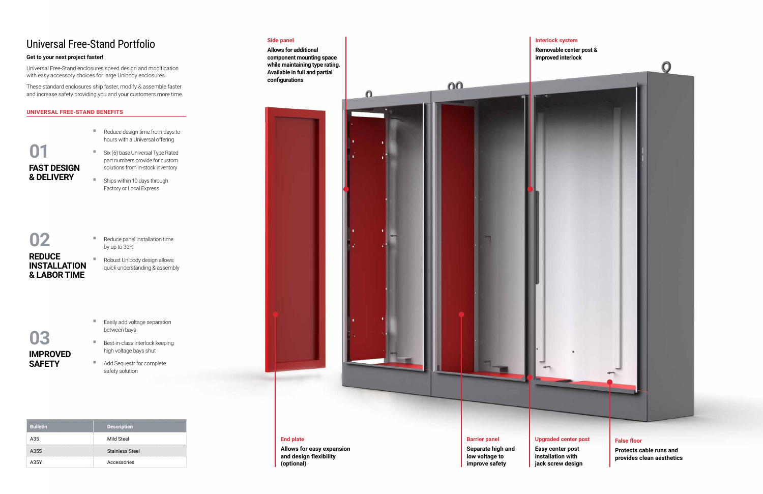# Universal Free-Stand Portfolio

**Get to your next project faster!**

Universal Free-Stand enclosures speed design and modification with easy accessory choices for large Unibody enclosures.

These standard enclosures ship faster, modify & assemble faster and increase safety providing you and your customers more time.

## UNIVERSAL FREE-STAND BENEFITS

### 01 FAST DESIGN & DELIVERY

- Reduce design time from days to hours with a Universal offering
- Six (6) base Universal Type Rated part numbers provide for custom solutions from in-stock inventory
- Ships within 10 days through Factory or Local Express

### 02 REDUCE INSTALLATION & LABOR TIME

- Reduce panel installation time by up to 30%
- Robust Unibody design allows quick understanding & assembly

### 03 IMPROVED SAFETY

- Easily add voltage separation between bays
- Best-in-class interlock keeping high voltage bays shut
- Add Sequestr for complete safety solution

| Bulletin | Description |
|---|---|
| A35 | Mild Steel |
| A35S | Stainless Steel |
| A35Y | Accessories |

**Side panel**
Allows for additional component mounting space while maintaining type rating. Available in full and partial configurations

**Interlock system**
Removable center post & improved interlock

**End plate**
Allows for easy expansion and design flexibility (optional)

**Barrier panel**
Separate high and low voltage to improve safety

**Upgraded center post**
Easy center post installation with jack screw design

**False floor**
Protects cable runs and provides clean aesthetics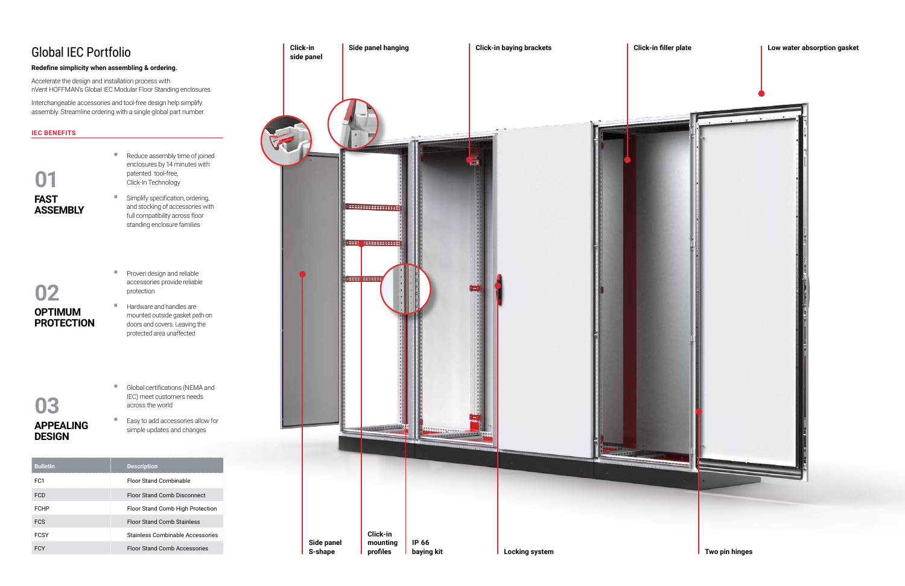# Global IEC Portfolio

**Redefine simplicity when assembling & ordering.**

Accelerate the design and installation process with nVent HOFFMAN's Global IEC Modular Floor Standing enclosures.

Interchangeable accessories and tool-free design help simplify assembly. Streamline ordering with a single global part number.

## IEC BENEFITS

### 01 FAST ASSEMBLY

- Reduce assembly time of joined enclosures by 14 minutes with patented tool-free, Click-In Technology
- Simplify specification, ordering, and stocking of accessories with full compatibility across floor standing enclosure families

### 02 OPTIMUM PROTECTION

- Proven design and reliable accessories provide reliable protection
- Hardware and handles are mounted outside gasket path on doors and covers. Leaving the protected area unaffected

### 03 APPEALING DESIGN

- Global certifications (NEMA and IEC) meet customers needs across the world
- Easy to add accessories allow for simple updates and changes

| Bulletin | Description |
|---|---|
| FC1 | Floor Stand Combinable |
| FCD | Floor Stand Comb Disconnect |
| FCHP | Floor Stand Comb High Protection |
| FCS | Floor Stand Comb Stainless |
| FCSY | Stainless Combinable Accessories |
| FCY | Floor Stand Comb Accessories |

Click-in side panel

Side panel hanging

Click-in baying brackets

Click-in filler plate

Low water absorption gasket

Side panel S-shape

Click-in mounting profiles

IP 66 baying kit

Locking system

Two pin hinges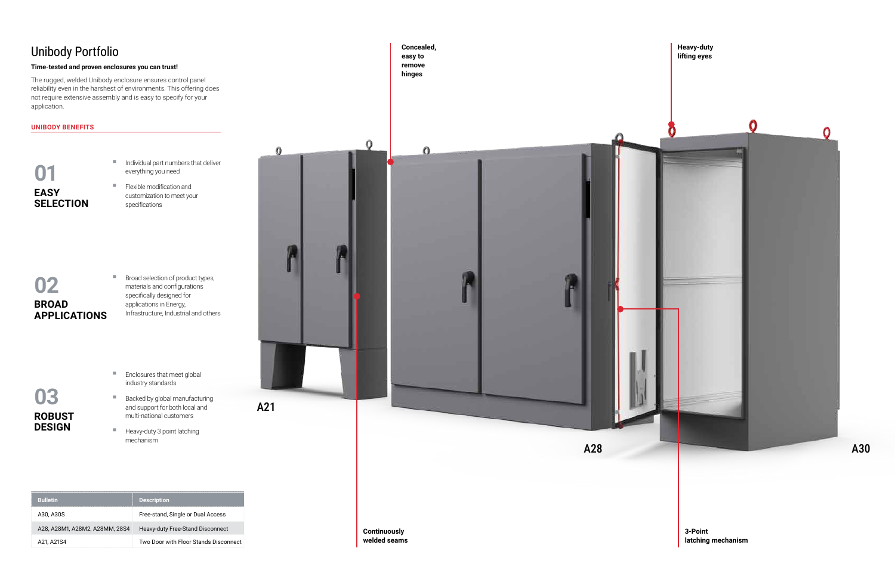# Unibody Portfolio

**Time-tested and proven enclosures you can trust!**

The rugged, welded Unibody enclosure ensures control panel reliability even in the harshest of environments. This offering does not require extensive assembly and is easy to specify for your application.

## UNIBODY BENEFITS

### 01 EASY SELECTION

- Individual part numbers that deliver everything you need
- Flexible modification and customization to meet your specifications

### 02 BROAD APPLICATIONS

- Broad selection of product types, materials and configurations specifically designed for applications in Energy, Infrastructure, Industrial and others

### 03 ROBUST DESIGN

- Enclosures that meet global industry standards
- Backed by global manufacturing and support for both local and multi-national customers
- Heavy-duty 3 point latching mechanism

| Bulletin | Description |
|---|---|
| A30, A30S | Free-stand, Single or Dual Access |
| A28, A28M1, A28M2, A28MM, 28S4 | Heavy-duty Free-Stand Disconnect |
| A21, A21S4 | Two Door with Floor Stands Disconnect |

**Concealed, easy to remove hinges**

**Heavy-duty lifting eyes**

**Continuously welded seams**

**3-Point latching mechanism**

A21

A28

A30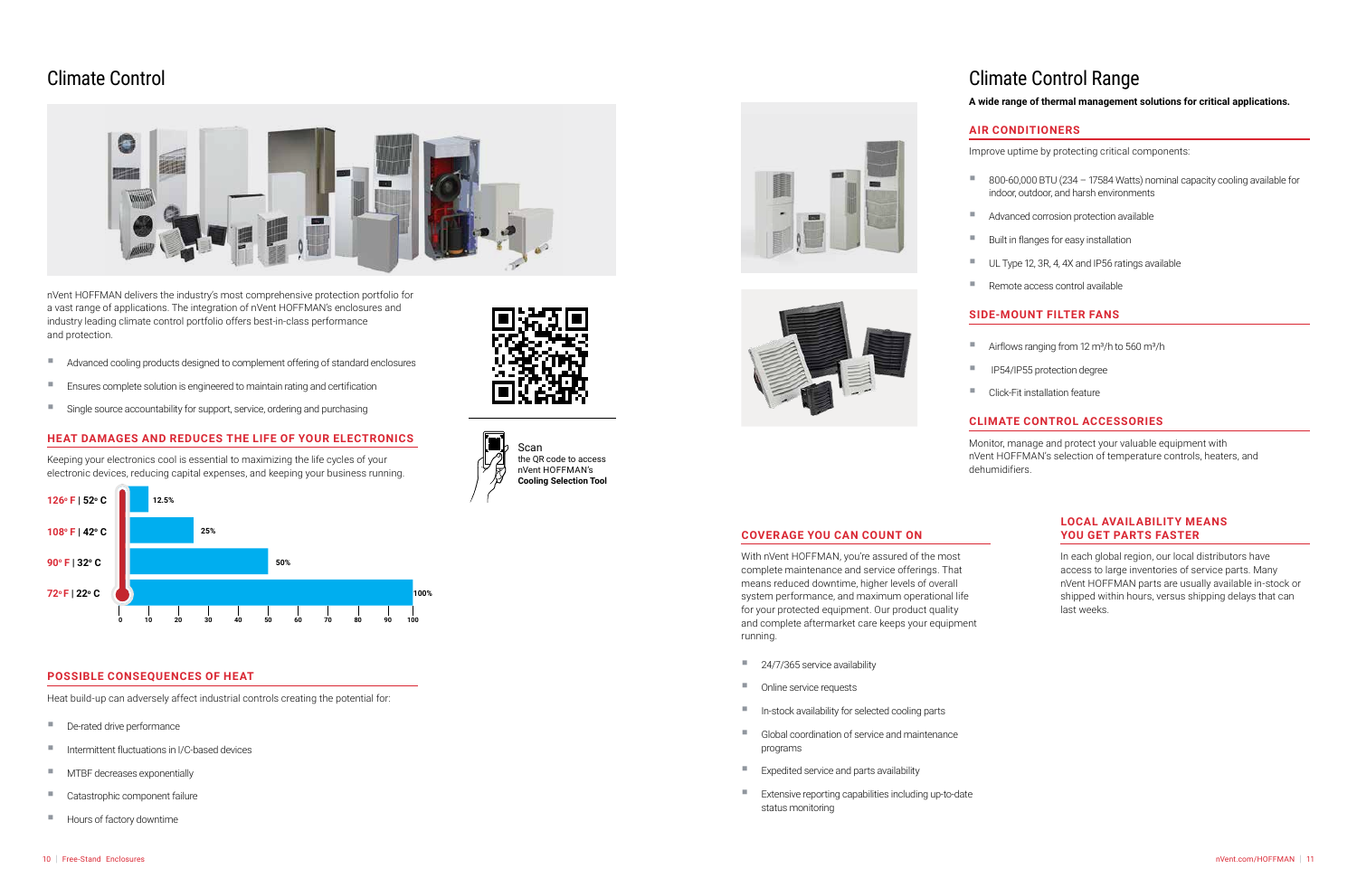# Climate Control

nVent HOFFMAN delivers the industry's most comprehensive protection portfolio for a vast range of applications. The integration of nVent HOFFMAN's enclosures and industry leading climate control portfolio offers best-in-class performance and protection.

- Advanced cooling products designed to complement offering of standard enclosures
- Ensures complete solution is engineered to maintain rating and certification
- Single source accountability for support, service, ordering and purchasing

Scan the QR code to access nVent HOFFMAN's **Cooling Selection Tool**

## HEAT DAMAGES AND REDUCES THE LIFE OF YOUR ELECTRONICS

Keeping your electronics cool is essential to maximizing the life cycles of your electronic devices, reducing capital expenses, and keeping your business running.

| Temperature | Life |
|---|---|
| 126° F \| 52° C | 12.5% |
| 108° F \| 42° C | 25% |
| 90° F \| 32° C | 50% |
| 72° F \| 22° C | 100% |

## POSSIBLE CONSEQUENCES OF HEAT

Heat build-up can adversely affect industrial controls creating the potential for:

- De-rated drive performance
- Intermittent fluctuations in I/C-based devices
- MTBF decreases exponentially
- Catastrophic component failure
- Hours of factory downtime

## COVERAGE YOU CAN COUNT ON

With nVent HOFFMAN, you're assured of the most complete maintenance and service offerings. That means reduced downtime, higher levels of overall system performance, and maximum operational life for your protected equipment. Our product quality and complete aftermarket care keeps your equipment running.

- 24/7/365 service availability
- Online service requests
- In-stock availability for selected cooling parts
- Global coordination of service and maintenance programs
- Expedited service and parts availability
- Extensive reporting capabilities including up-to-date status monitoring

# Climate Control Range

**A wide range of thermal management solutions for critical applications.**

## AIR CONDITIONERS

Improve uptime by protecting critical components:

- 800-60,000 BTU (234 – 17584 Watts) nominal capacity cooling available for indoor, outdoor, and harsh environments
- Advanced corrosion protection available
- Built in flanges for easy installation
- UL Type 12, 3R, 4, 4X and IP56 ratings available
- Remote access control available

## SIDE-MOUNT FILTER FANS

- Airflows ranging from 12 m³/h to 560 m³/h
- IP54/IP55 protection degree
- Click-Fit installation feature

## CLIMATE CONTROL ACCESSORIES

Monitor, manage and protect your valuable equipment with nVent HOFFMAN's selection of temperature controls, heaters, and dehumidifiers.

## LOCAL AVAILABILITY MEANS YOU GET PARTS FASTER

In each global region, our local distributors have access to large inventories of service parts. Many nVent HOFFMAN parts are usually available in-stock or shipped within hours, versus shipping delays that can last weeks.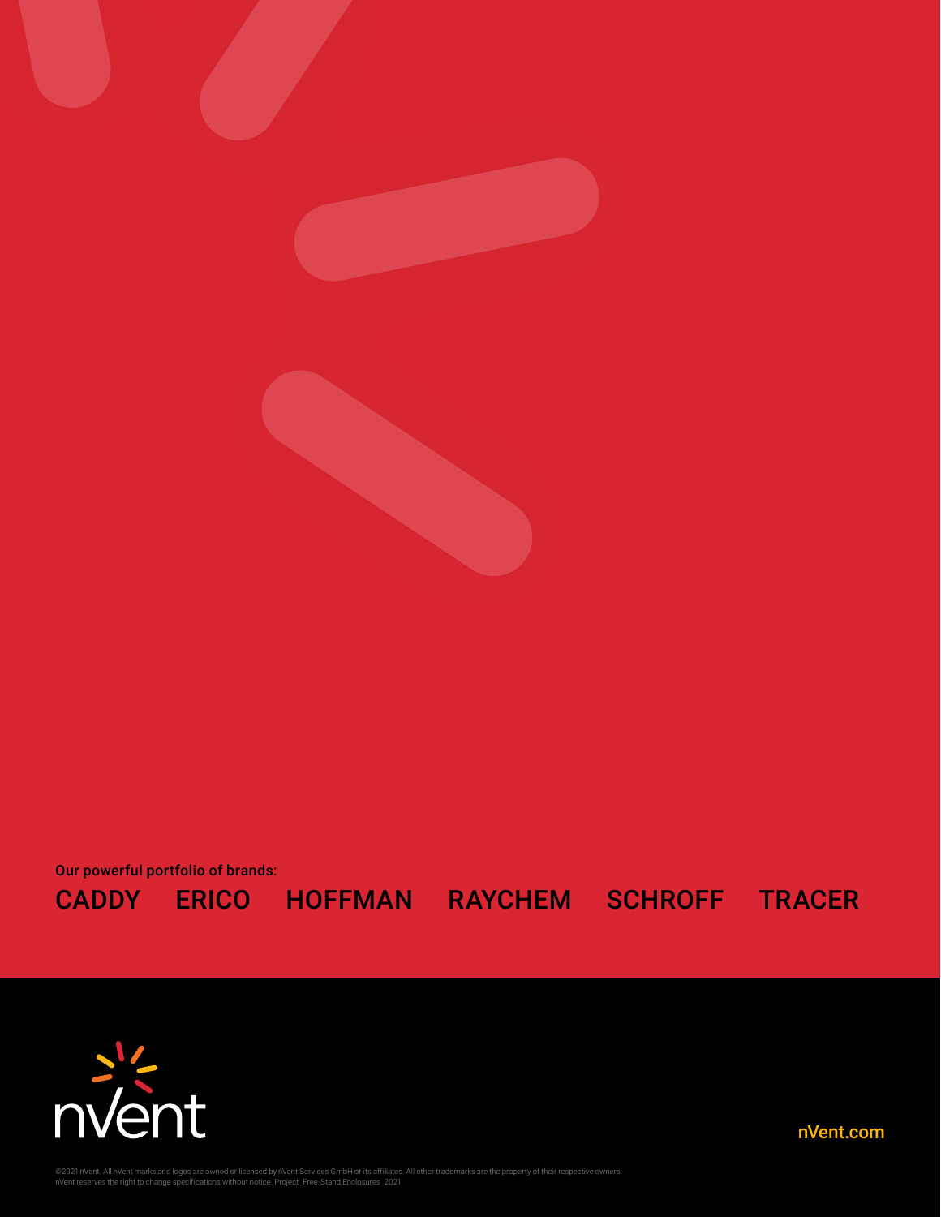Our powerful portfolio of brands:

CADDY ERICO HOFFMAN RAYCHEM SCHROFF TRACER

nVent

nVent.com

©2021 nVent. All nVent marks and logos are owned or licensed by nVent Services GmbH or its affiliates. All other trademarks are the property of their respective owners.
nVent reserves the right to change specifications without notice. Project_Free-Stand Enclosures_2021